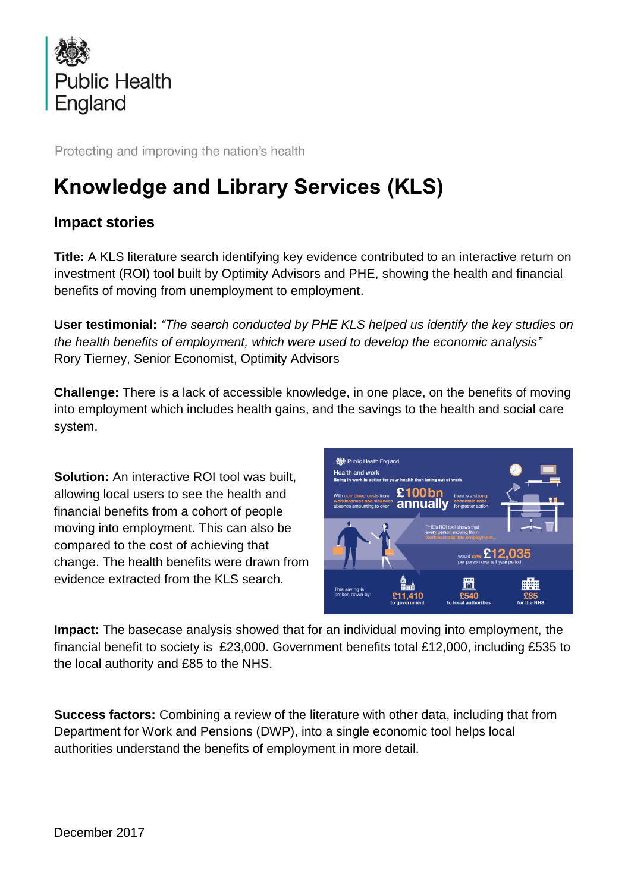Public Health England

Protecting and improving the nation's health

# Knowledge and Library Services (KLS)

## Impact stories

**Title:** A KLS literature search identifying key evidence contributed to an interactive return on investment (ROI) tool built by Optimity Advisors and PHE, showing the health and financial benefits of moving from unemployment to employment.

**User testimonial:** *"The search conducted by PHE KLS helped us identify the key studies on the health benefits of employment, which were used to develop the economic analysis"* Rory Tierney, Senior Economist, Optimity Advisors

**Challenge:** There is a lack of accessible knowledge, in one place, on the benefits of moving into employment which includes health gains, and the savings to the health and social care system.

**Solution:** An interactive ROI tool was built, allowing local users to see the health and financial benefits from a cohort of people moving into employment. This can also be compared to the cost of achieving that change. The health benefits were drawn from evidence extracted from the KLS search.

**Impact:** The basecase analysis showed that for an individual moving into employment, the financial benefit to society is £23,000. Government benefits total £12,000, including £535 to the local authority and £85 to the NHS.

**Success factors:** Combining a review of the literature with other data, including that from Department for Work and Pensions (DWP), into a single economic tool helps local authorities understand the benefits of employment in more detail.

December 2017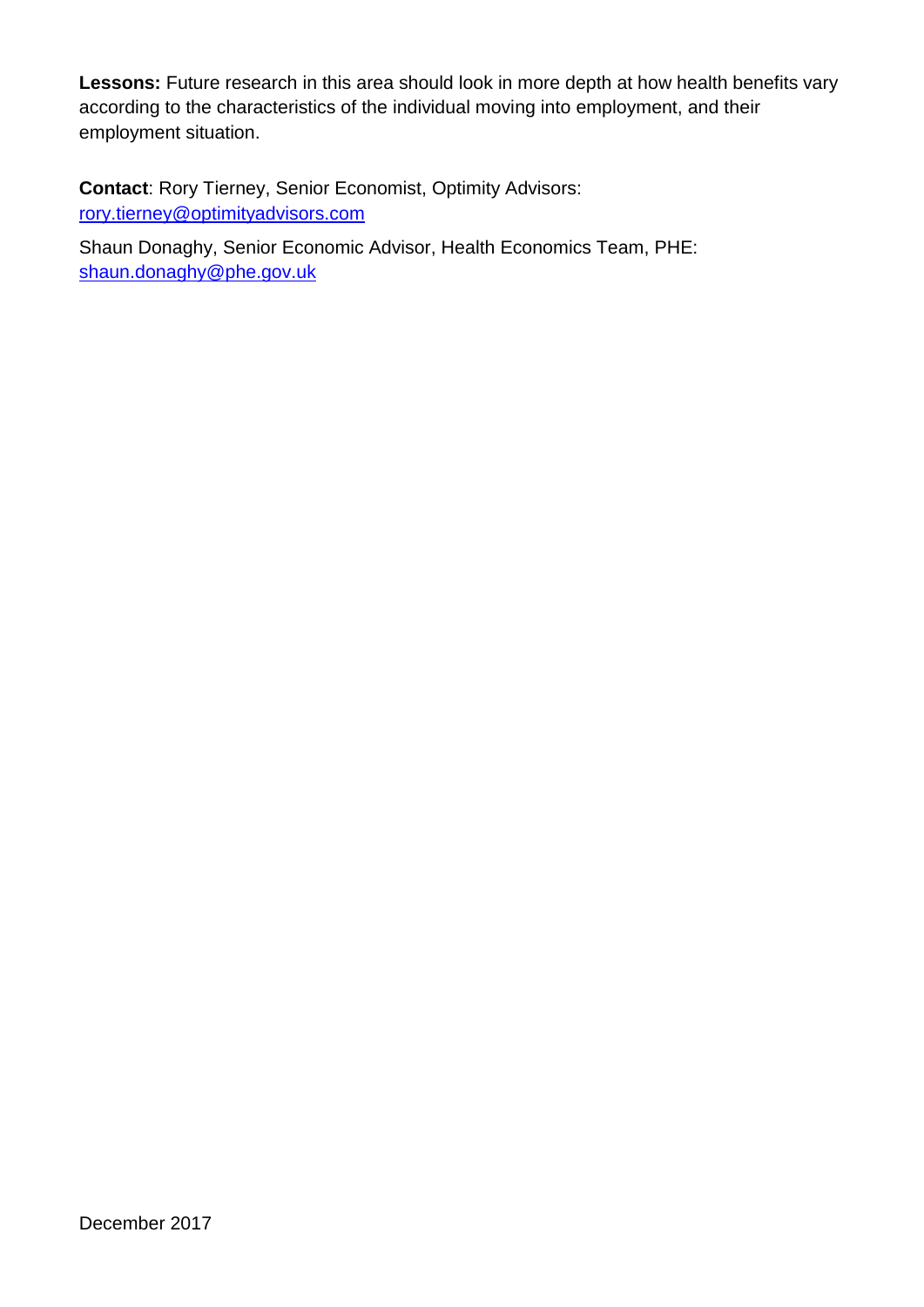**Lessons:** Future research in this area should look in more depth at how health benefits vary according to the characteristics of the individual moving into employment, and their employment situation.

**Contact**: Rory Tierney, Senior Economist, Optimity Advisors: [rory.tierney@optimityadvisors.com](mailto:rory.tierney@optimityadvisors.com)

Shaun Donaghy, Senior Economic Advisor, Health Economics Team, PHE: [shaun.donaghy@phe.gov.uk](mailto:shaun.donaghy@phe.gov.uk)

December 2017